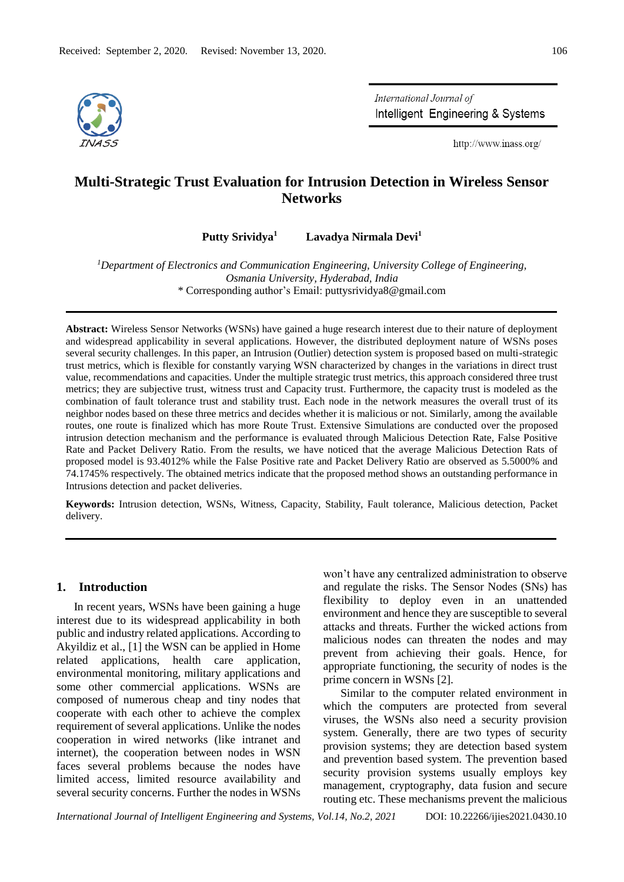Received: September 2, 2020. Revised: November 13, 2020.

# Multi-Strategic Trust Evaluation for Intrusion Detection in Wireless Sensor Networks

**Putty Srividya[1]** **Lavadya Nirmala Devi[1]**

*[1]Department of Electronics and Communication Engineering, University College of Engineering, Osmania University, Hyderabad, India*
\* Corresponding author's Email: puttysrividya8@gmail.com

**Abstract:** Wireless Sensor Networks (WSNs) have gained a huge research interest due to their nature of deployment and widespread applicability in several applications. However, the distributed deployment nature of WSNs poses several security challenges. In this paper, an Intrusion (Outlier) detection system is proposed based on multi-strategic trust metrics, which is flexible for constantly varying WSN characterized by changes in the variations in direct trust value, recommendations and capacities. Under the multiple strategic trust metrics, this approach considered three trust metrics; they are subjective trust, witness trust and Capacity trust. Furthermore, the capacity trust is modeled as the combination of fault tolerance trust and stability trust. Each node in the network measures the overall trust of its neighbor nodes based on these three metrics and decides whether it is malicious or not. Similarly, among the available routes, one route is finalized which has more Route Trust. Extensive Simulations are conducted over the proposed intrusion detection mechanism and the performance is evaluated through Malicious Detection Rate, False Positive Rate and Packet Delivery Ratio. From the results, we have noticed that the average Malicious Detection Rats of proposed model is 93.4012% while the False Positive rate and Packet Delivery Ratio are observed as 5.5000% and 74.1745% respectively. The obtained metrics indicate that the proposed method shows an outstanding performance in Intrusions detection and packet deliveries.

**Keywords:** Intrusion detection, WSNs, Witness, Capacity, Stability, Fault tolerance, Malicious detection, Packet delivery.

## 1. Introduction

In recent years, WSNs have been gaining a huge interest due to its widespread applicability in both public and industry related applications. According to Akyildiz et al., [1] the WSN can be applied in Home related applications, health care application, environmental monitoring, military applications and some other commercial applications. WSNs are composed of numerous cheap and tiny nodes that cooperate with each other to achieve the complex requirement of several applications. Unlike the nodes cooperation in wired networks (like intranet and internet), the cooperation between nodes in WSN faces several problems because the nodes have limited access, limited resource availability and several security concerns. Further the nodes in WSNs won't have any centralized administration to observe and regulate the risks. The Sensor Nodes (SNs) has flexibility to deploy even in an unattended environment and hence they are susceptible to several attacks and threats. Further the wicked actions from malicious nodes can threaten the nodes and may prevent from achieving their goals. Hence, for appropriate functioning, the security of nodes is the prime concern in WSNs [2].

Similar to the computer related environment in which the computers are protected from several viruses, the WSNs also need a security provision system. Generally, there are two types of security provision systems; they are detection based system and prevention based system. The prevention based security provision systems usually employs key management, cryptography, data fusion and secure routing etc. These mechanisms prevent the malicious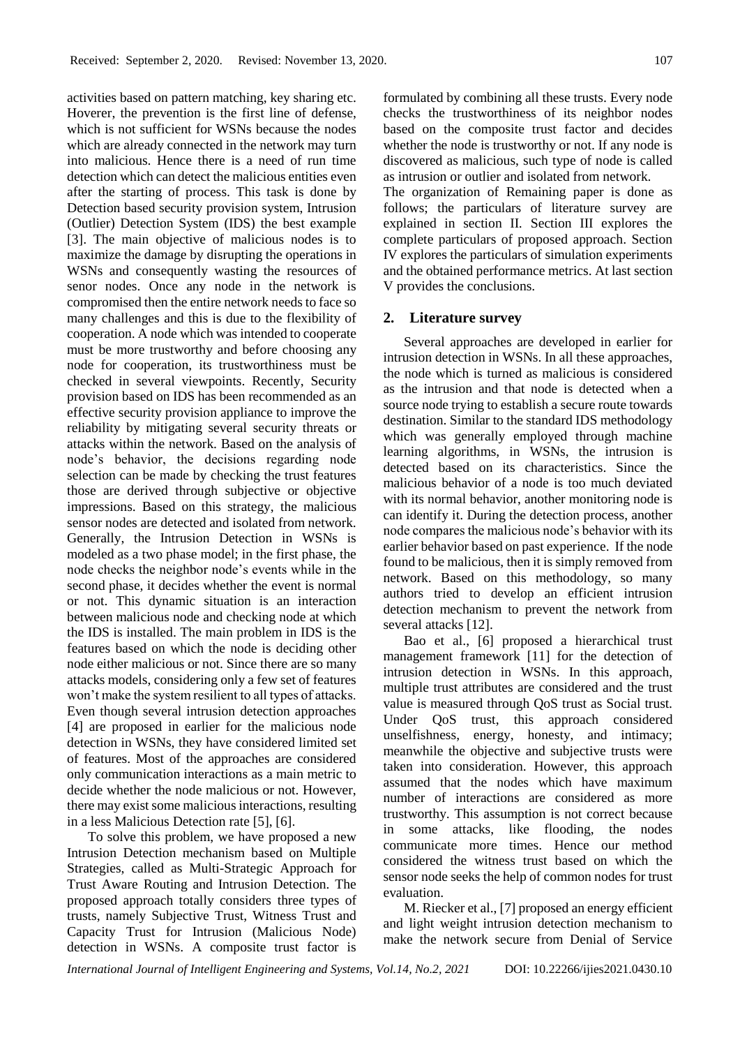activities based on pattern matching, key sharing etc. Hoverer, the prevention is the first line of defense, which is not sufficient for WSNs because the nodes which are already connected in the network may turn into malicious. Hence there is a need of run time detection which can detect the malicious entities even after the starting of process. This task is done by Detection based security provision system, Intrusion (Outlier) Detection System (IDS) the best example [3]. The main objective of malicious nodes is to maximize the damage by disrupting the operations in WSNs and consequently wasting the resources of senor nodes. Once any node in the network is compromised then the entire network needs to face so many challenges and this is due to the flexibility of cooperation. A node which was intended to cooperate must be more trustworthy and before choosing any node for cooperation, its trustworthiness must be checked in several viewpoints. Recently, Security provision based on IDS has been recommended as an effective security provision appliance to improve the reliability by mitigating several security threats or attacks within the network. Based on the analysis of node's behavior, the decisions regarding node selection can be made by checking the trust features those are derived through subjective or objective impressions. Based on this strategy, the malicious sensor nodes are detected and isolated from network. Generally, the Intrusion Detection in WSNs is modeled as a two phase model; in the first phase, the node checks the neighbor node's events while in the second phase, it decides whether the event is normal or not. This dynamic situation is an interaction between malicious node and checking node at which the IDS is installed. The main problem in IDS is the features based on which the node is deciding other node either malicious or not. Since there are so many attacks models, considering only a few set of features won't make the system resilient to all types of attacks. Even though several intrusion detection approaches [4] are proposed in earlier for the malicious node detection in WSNs, they have considered limited set of features. Most of the approaches are considered only communication interactions as a main metric to decide whether the node malicious or not. However, there may exist some malicious interactions, resulting in a less Malicious Detection rate [5], [6].

To solve this problem, we have proposed a new Intrusion Detection mechanism based on Multiple Strategies, called as Multi-Strategic Approach for Trust Aware Routing and Intrusion Detection. The proposed approach totally considers three types of trusts, namely Subjective Trust, Witness Trust and Capacity Trust for Intrusion (Malicious Node) detection in WSNs. A composite trust factor is formulated by combining all these trusts. Every node checks the trustworthiness of its neighbor nodes based on the composite trust factor and decides whether the node is trustworthy or not. If any node is discovered as malicious, such type of node is called as intrusion or outlier and isolated from network.

The organization of Remaining paper is done as follows; the particulars of literature survey are explained in section II. Section III explores the complete particulars of proposed approach. Section IV explores the particulars of simulation experiments and the obtained performance metrics. At last section V provides the conclusions.

## 2. Literature survey

Several approaches are developed in earlier for intrusion detection in WSNs. In all these approaches, the node which is turned as malicious is considered as the intrusion and that node is detected when a source node trying to establish a secure route towards destination. Similar to the standard IDS methodology which was generally employed through machine learning algorithms, in WSNs, the intrusion is detected based on its characteristics. Since the malicious behavior of a node is too much deviated with its normal behavior, another monitoring node is can identify it. During the detection process, another node compares the malicious node's behavior with its earlier behavior based on past experience. If the node found to be malicious, then it is simply removed from network. Based on this methodology, so many authors tried to develop an efficient intrusion detection mechanism to prevent the network from several attacks [12].

Bao et al., [6] proposed a hierarchical trust management framework [11] for the detection of intrusion detection in WSNs. In this approach, multiple trust attributes are considered and the trust value is measured through QoS trust as Social trust. Under QoS trust, this approach considered unselfishness, energy, honesty, and intimacy; meanwhile the objective and subjective trusts were taken into consideration. However, this approach assumed that the nodes which have maximum number of interactions are considered as more trustworthy. This assumption is not correct because in some attacks, like flooding, the nodes communicate more times. Hence our method considered the witness trust based on which the sensor node seeks the help of common nodes for trust evaluation.

M. Riecker et al., [7] proposed an energy efficient and light weight intrusion detection mechanism to make the network secure from Denial of Service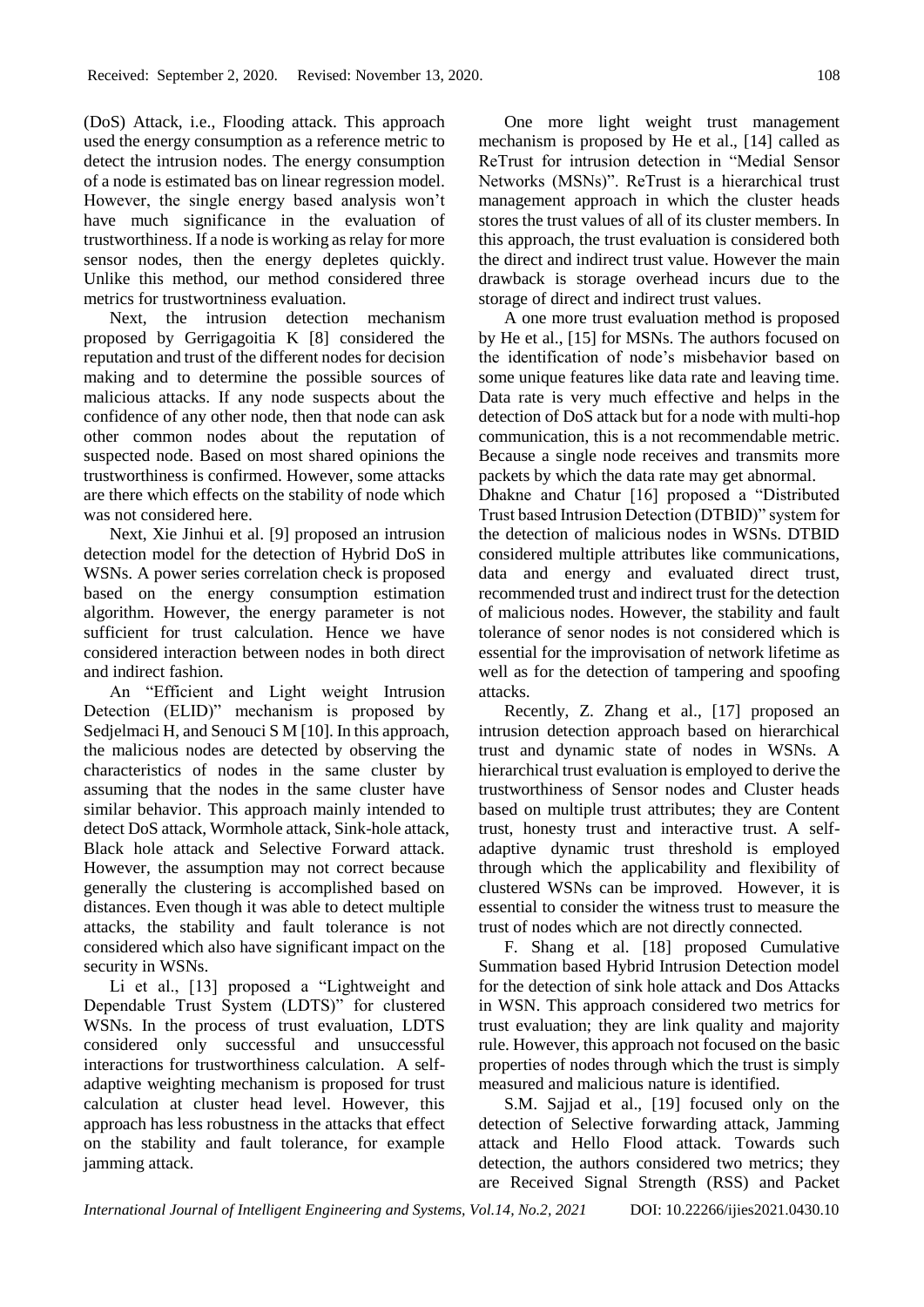(DoS) Attack, i.e., Flooding attack. This approach used the energy consumption as a reference metric to detect the intrusion nodes. The energy consumption of a node is estimated bas on linear regression model. However, the single energy based analysis won't have much significance in the evaluation of trustworthiness. If a node is working as relay for more sensor nodes, then the energy depletes quickly. Unlike this method, our method considered three metrics for trustwortniness evaluation.

Next, the intrusion detection mechanism proposed by Gerrigagoitia K [8] considered the reputation and trust of the different nodes for decision making and to determine the possible sources of malicious attacks. If any node suspects about the confidence of any other node, then that node can ask other common nodes about the reputation of suspected node. Based on most shared opinions the trustworthiness is confirmed. However, some attacks are there which effects on the stability of node which was not considered here.

Next, Xie Jinhui et al. [9] proposed an intrusion detection model for the detection of Hybrid DoS in WSNs. A power series correlation check is proposed based on the energy consumption estimation algorithm. However, the energy parameter is not sufficient for trust calculation. Hence we have considered interaction between nodes in both direct and indirect fashion.

An "Efficient and Light weight Intrusion Detection (ELID)" mechanism is proposed by Sedjelmaci H, and Senouci S M [10]. In this approach, the malicious nodes are detected by observing the characteristics of nodes in the same cluster by assuming that the nodes in the same cluster have similar behavior. This approach mainly intended to detect DoS attack, Wormhole attack, Sink-hole attack, Black hole attack and Selective Forward attack. However, the assumption may not correct because generally the clustering is accomplished based on distances. Even though it was able to detect multiple attacks, the stability and fault tolerance is not considered which also have significant impact on the security in WSNs.

Li et al., [13] proposed a "Lightweight and Dependable Trust System (LDTS)" for clustered WSNs. In the process of trust evaluation, LDTS considered only successful and unsuccessful interactions for trustworthiness calculation. A self-adaptive weighting mechanism is proposed for trust calculation at cluster head level. However, this approach has less robustness in the attacks that effect on the stability and fault tolerance, for example jamming attack.

One more light weight trust management mechanism is proposed by He et al., [14] called as ReTrust for intrusion detection in "Medial Sensor Networks (MSNs)". ReTrust is a hierarchical trust management approach in which the cluster heads stores the trust values of all of its cluster members. In this approach, the trust evaluation is considered both the direct and indirect trust value. However the main drawback is storage overhead incurs due to the storage of direct and indirect trust values.

A one more trust evaluation method is proposed by He et al., [15] for MSNs. The authors focused on the identification of node's misbehavior based on some unique features like data rate and leaving time. Data rate is very much effective and helps in the detection of DoS attack but for a node with multi-hop communication, this is a not recommendable metric. Because a single node receives and transmits more packets by which the data rate may get abnormal.

Dhakne and Chatur [16] proposed a "Distributed Trust based Intrusion Detection (DTBID)" system for the detection of malicious nodes in WSNs. DTBID considered multiple attributes like communications, data and energy and evaluated direct trust, recommended trust and indirect trust for the detection of malicious nodes. However, the stability and fault tolerance of senor nodes is not considered which is essential for the improvisation of network lifetime as well as for the detection of tampering and spoofing attacks.

Recently, Z. Zhang et al., [17] proposed an intrusion detection approach based on hierarchical trust and dynamic state of nodes in WSNs. A hierarchical trust evaluation is employed to derive the trustworthiness of Sensor nodes and Cluster heads based on multiple trust attributes; they are Content trust, honesty trust and interactive trust. A self-adaptive dynamic trust threshold is employed through which the applicability and flexibility of clustered WSNs can be improved. However, it is essential to consider the witness trust to measure the trust of nodes which are not directly connected.

F. Shang et al. [18] proposed Cumulative Summation based Hybrid Intrusion Detection model for the detection of sink hole attack and Dos Attacks in WSN. This approach considered two metrics for trust evaluation; they are link quality and majority rule. However, this approach not focused on the basic properties of nodes through which the trust is simply measured and malicious nature is identified.

S.M. Sajjad et al., [19] focused only on the detection of Selective forwarding attack, Jamming attack and Hello Flood attack. Towards such detection, the authors considered two metrics; they are Received Signal Strength (RSS) and Packet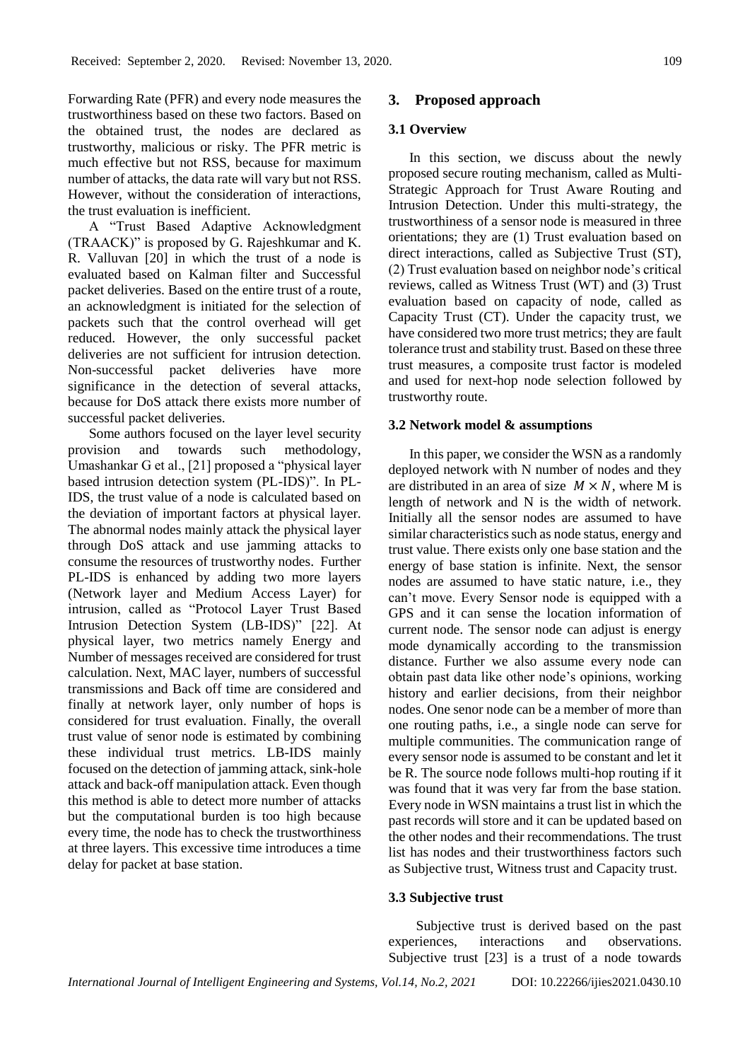Forwarding Rate (PFR) and every node measures the trustworthiness based on these two factors. Based on the obtained trust, the nodes are declared as trustworthy, malicious or risky. The PFR metric is much effective but not RSS, because for maximum number of attacks, the data rate will vary but not RSS. However, without the consideration of interactions, the trust evaluation is inefficient.

A "Trust Based Adaptive Acknowledgment (TRAACK)" is proposed by G. Rajeshkumar and K. R. Valluvan [20] in which the trust of a node is evaluated based on Kalman filter and Successful packet deliveries. Based on the entire trust of a route, an acknowledgment is initiated for the selection of packets such that the control overhead will get reduced. However, the only successful packet deliveries are not sufficient for intrusion detection. Non-successful packet deliveries have more significance in the detection of several attacks, because for DoS attack there exists more number of successful packet deliveries.

Some authors focused on the layer level security provision and towards such methodology, Umashankar G et al., [21] proposed a "physical layer based intrusion detection system (PL-IDS)". In PL-IDS, the trust value of a node is calculated based on the deviation of important factors at physical layer. The abnormal nodes mainly attack the physical layer through DoS attack and use jamming attacks to consume the resources of trustworthy nodes. Further PL-IDS is enhanced by adding two more layers (Network layer and Medium Access Layer) for intrusion, called as "Protocol Layer Trust Based Intrusion Detection System (LB-IDS)" [22]. At physical layer, two metrics namely Energy and Number of messages received are considered for trust calculation. Next, MAC layer, numbers of successful transmissions and Back off time are considered and finally at network layer, only number of hops is considered for trust evaluation. Finally, the overall trust value of senor node is estimated by combining these individual trust metrics. LB-IDS mainly focused on the detection of jamming attack, sink-hole attack and back-off manipulation attack. Even though this method is able to detect more number of attacks but the computational burden is too high because every time, the node has to check the trustworthiness at three layers. This excessive time introduces a time delay for packet at base station.

## 3. Proposed approach

### 3.1 Overview

In this section, we discuss about the newly proposed secure routing mechanism, called as Multi-Strategic Approach for Trust Aware Routing and Intrusion Detection. Under this multi-strategy, the trustworthiness of a sensor node is measured in three orientations; they are (1) Trust evaluation based on direct interactions, called as Subjective Trust (ST), (2) Trust evaluation based on neighbor node's critical reviews, called as Witness Trust (WT) and (3) Trust evaluation based on capacity of node, called as Capacity Trust (CT). Under the capacity trust, we have considered two more trust metrics; they are fault tolerance trust and stability trust. Based on these three trust measures, a composite trust factor is modeled and used for next-hop node selection followed by trustworthy route.

### 3.2 Network model & assumptions

In this paper, we consider the WSN as a randomly deployed network with N number of nodes and they are distributed in an area of size $M \times N$, where M is length of network and N is the width of network. Initially all the sensor nodes are assumed to have similar characteristics such as node status, energy and trust value. There exists only one base station and the energy of base station is infinite. Next, the sensor nodes are assumed to have static nature, i.e., they can't move. Every Sensor node is equipped with a GPS and it can sense the location information of current node. The sensor node can adjust is energy mode dynamically according to the transmission distance. Further we also assume every node can obtain past data like other node's opinions, working history and earlier decisions, from their neighbor nodes. One senor node can be a member of more than one routing paths, i.e., a single node can serve for multiple communities. The communication range of every sensor node is assumed to be constant and let it be R. The source node follows multi-hop routing if it was found that it was very far from the base station. Every node in WSN maintains a trust list in which the past records will store and it can be updated based on the other nodes and their recommendations. The trust list has nodes and their trustworthiness factors such as Subjective trust, Witness trust and Capacity trust.

### 3.3 Subjective trust

Subjective trust is derived based on the past experiences, interactions and observations. Subjective trust [23] is a trust of a node towards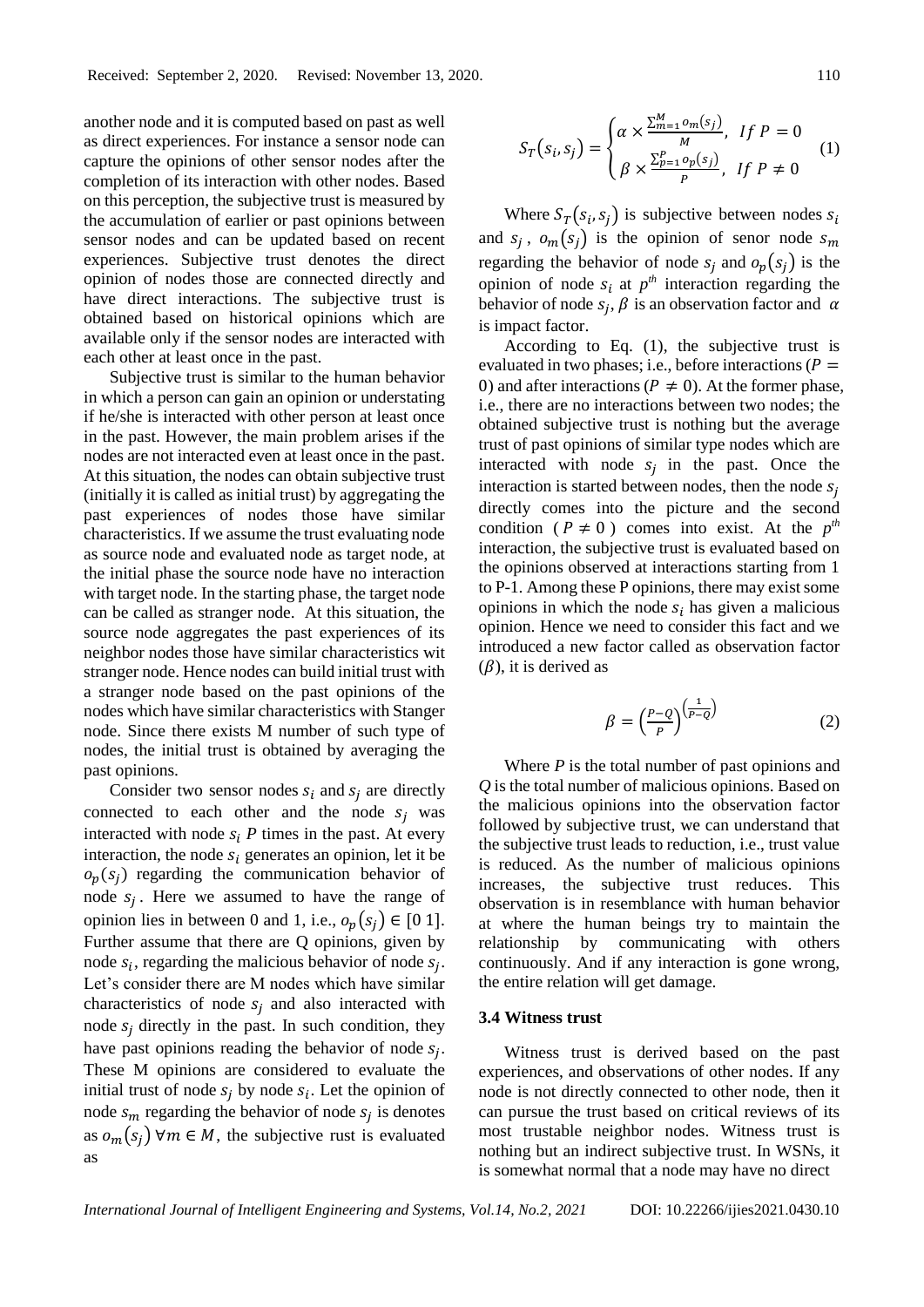another node and it is computed based on past as well as direct experiences. For instance a sensor node can capture the opinions of other sensor nodes after the completion of its interaction with other nodes. Based on this perception, the subjective trust is measured by the accumulation of earlier or past opinions between sensor nodes and can be updated based on recent experiences. Subjective trust denotes the direct opinion of nodes those are connected directly and have direct interactions. The subjective trust is obtained based on historical opinions which are available only if the sensor nodes are interacted with each other at least once in the past.

Subjective trust is similar to the human behavior in which a person can gain an opinion or understating if he/she is interacted with other person at least once in the past. However, the main problem arises if the nodes are not interacted even at least once in the past. At this situation, the nodes can obtain subjective trust (initially it is called as initial trust) by aggregating the past experiences of nodes those have similar characteristics. If we assume the trust evaluating node as source node and evaluated node as target node, at the initial phase the source node have no interaction with target node. In the starting phase, the target node can be called as stranger node. At this situation, the source node aggregates the past experiences of its neighbor nodes those have similar characteristics wit stranger node. Hence nodes can build initial trust with a stranger node based on the past opinions of the nodes which have similar characteristics with Stanger node. Since there exists M number of such type of nodes, the initial trust is obtained by averaging the past opinions.

Consider two sensor nodes $s_i$ and $s_j$ are directly connected to each other and the node $s_j$ was interacted with node $s_i$ *P* times in the past. At every interaction, the node $s_i$ generates an opinion, let it be $o_p(s_j)$ regarding the communication behavior of node $s_j$. Here we assumed to have the range of opinion lies in between 0 and 1, i.e., $o_p(s_j) \in [0\ 1]$. Further assume that there are Q opinions, given by node $s_i$, regarding the malicious behavior of node $s_j$. Let's consider there are M nodes which have similar characteristics of node $s_j$ and also interacted with node $s_j$ directly in the past. In such condition, they have past opinions reading the behavior of node $s_j$. These M opinions are considered to evaluate the initial trust of node $s_j$ by node $s_i$. Let the opinion of node $s_m$ regarding the behavior of node $s_j$ is denotes as $o_m(s_j)\ \forall m \in M$, the subjective rust is evaluated as

$$S_T(s_i, s_j) = \begin{cases} \alpha \times \frac{\sum_{m=1}^{M} o_m(s_j)}{M}, & If\ P = 0 \\ \beta \times \frac{\sum_{p=1}^{P} o_p(s_j)}{P}, & If\ P \neq 0 \end{cases} \quad (1)$$

Where $S_T(s_i, s_j)$ is subjective between nodes $s_i$ and $s_j$, $o_m(s_j)$ is the opinion of senor node $s_m$ regarding the behavior of node $s_j$ and $o_p(s_j)$ is the opinion of node $s_i$ at $p^{th}$ interaction regarding the behavior of node $s_j$, $\beta$ is an observation factor and $\alpha$ is impact factor.

According to Eq. (1), the subjective trust is evaluated in two phases; i.e., before interactions ($P = 0$) and after interactions ($P \neq 0$). At the former phase, i.e., there are no interactions between two nodes; the obtained subjective trust is nothing but the average trust of past opinions of similar type nodes which are interacted with node $s_j$ in the past. Once the interaction is started between nodes, then the node $s_j$ directly comes into the picture and the second condition ($P \neq 0$) comes into exist. At the $p^{th}$ interaction, the subjective trust is evaluated based on the opinions observed at interactions starting from 1 to P-1. Among these P opinions, there may exist some opinions in which the node $s_i$ has given a malicious opinion. Hence we need to consider this fact and we introduced a new factor called as observation factor ($\beta$), it is derived as

$$\beta = \left(\frac{P-Q}{P}\right)^{\left(\frac{1}{P-Q}\right)} \quad (2)$$

Where *P* is the total number of past opinions and *Q* is the total number of malicious opinions. Based on the malicious opinions into the observation factor followed by subjective trust, we can understand that the subjective trust leads to reduction, i.e., trust value is reduced. As the number of malicious opinions increases, the subjective trust reduces. This observation is in resemblance with human behavior at where the human beings try to maintain the relationship by communicating with others continuously. And if any interaction is gone wrong, the entire relation will get damage.

### 3.4 Witness trust

Witness trust is derived based on the past experiences, and observations of other nodes. If any node is not directly connected to other node, then it can pursue the trust based on critical reviews of its most trustable neighbor nodes. Witness trust is nothing but an indirect subjective trust. In WSNs, it is somewhat normal that a node may have no direct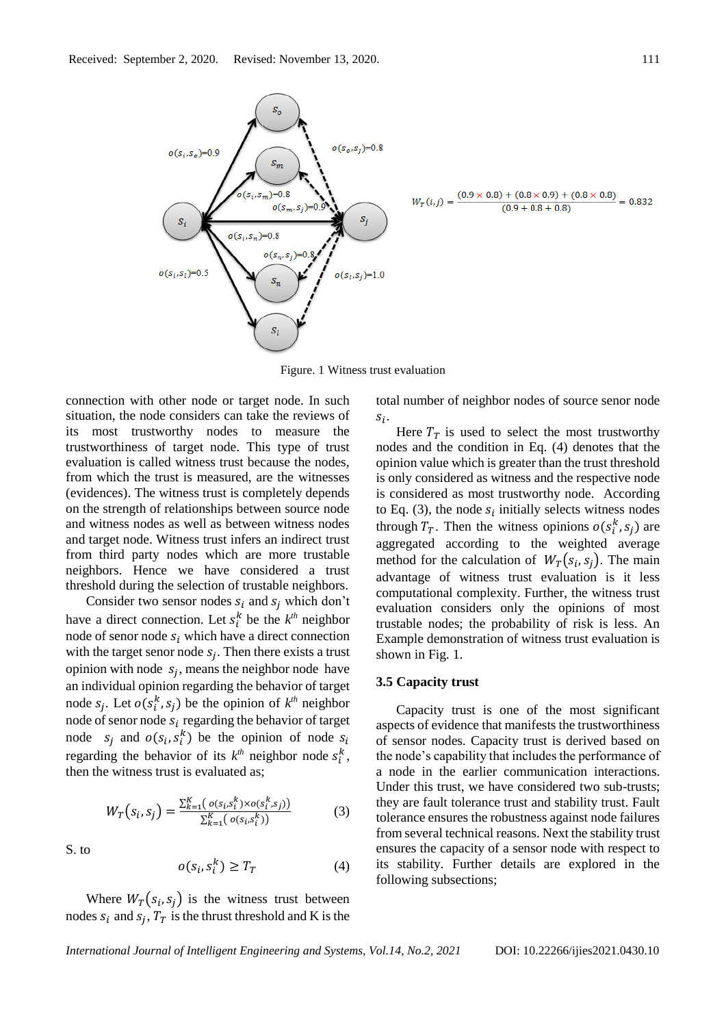$o(s_i,s_o)$=0.9

$o(s_o,s_j)$=0.8

$o(s_i,s_m)$=0.8

$o(s_m,s_j)$=0.9

$o(s_i,s_n)$=0.8

$o(s_n,s_j)$=0.8

$o(s_i,s_l)$=0.5

$o(s_l,s_j)$=1.0

$$W_T(i,j) = \frac{(0.9 \times 0.8) + (0.8 \times 0.9) + (0.8 \times 0.8)}{(0.9 + 0.8 + 0.8)} = 0.832$$

Figure. 1 Witness trust evaluation

connection with other node or target node. In such situation, the node considers can take the reviews of its most trustworthy nodes to measure the trustworthiness of target node. This type of trust evaluation is called witness trust because the nodes, from which the trust is measured, are the witnesses (evidences). The witness trust is completely depends on the strength of relationships between source node and witness nodes as well as between witness nodes and target node. Witness trust infers an indirect trust from third party nodes which are more trustable neighbors. Hence we have considered a trust threshold during the selection of trustable neighbors.

Consider two sensor nodes $s_i$ and $s_j$ which don't have a direct connection. Let $s_i^k$ be the $k^{th}$ neighbor node of senor node $s_i$ which have a direct connection with the target senor node $s_j$. Then there exists a trust opinion with node $s_j$, means the neighbor node have an individual opinion regarding the behavior of target node $s_j$. Let $o(s_i^k, s_j)$ be the opinion of $k^{th}$ neighbor node of senor node $s_i$ regarding the behavior of target node $s_j$ and $o(s_i, s_i^k)$ be the opinion of node $s_i$ regarding the behavior of its $k^{th}$ neighbor node $s_i^k$, then the witness trust is evaluated as;

$$W_T(s_i, s_j) = \frac{\sum_{k=1}^{K}\left( o(s_i,s_i^k) \times o(s_i^k,s_j)\right)}{\sum_{k=1}^{K}\left( o(s_i,s_i^k)\right)} \tag{3}$$

S. to

$$o(s_i, s_i^k) \geq T_T \tag{4}$$

Where $W_T(s_i, s_j)$ is the witness trust between nodes $s_i$ and $s_j$, $T_T$ is the thrust threshold and K is the total number of neighbor nodes of source senor node $s_i$.

Here $T_T$ is used to select the most trustworthy nodes and the condition in Eq. (4) denotes that the opinion value which is greater than the trust threshold is only considered as witness and the respective node is considered as most trustworthy node. According to Eq. (3), the node $s_i$ initially selects witness nodes through $T_T$. Then the witness opinions $o(s_i^k, s_j)$ are aggregated according to the weighted average method for the calculation of $W_T(s_i, s_j)$. The main advantage of witness trust evaluation is it less computational complexity. Further, the witness trust evaluation considers only the opinions of most trustable nodes; the probability of risk is less. An Example demonstration of witness trust evaluation is shown in Fig. 1.

### 3.5 Capacity trust

Capacity trust is one of the most significant aspects of evidence that manifests the trustworthiness of sensor nodes. Capacity trust is derived based on the node's capability that includes the performance of a node in the earlier communication interactions. Under this trust, we have considered two sub-trusts; they are fault tolerance trust and stability trust. Fault tolerance ensures the robustness against node failures from several technical reasons. Next the stability trust ensures the capacity of a sensor node with respect to its stability. Further details are explored in the following subsections;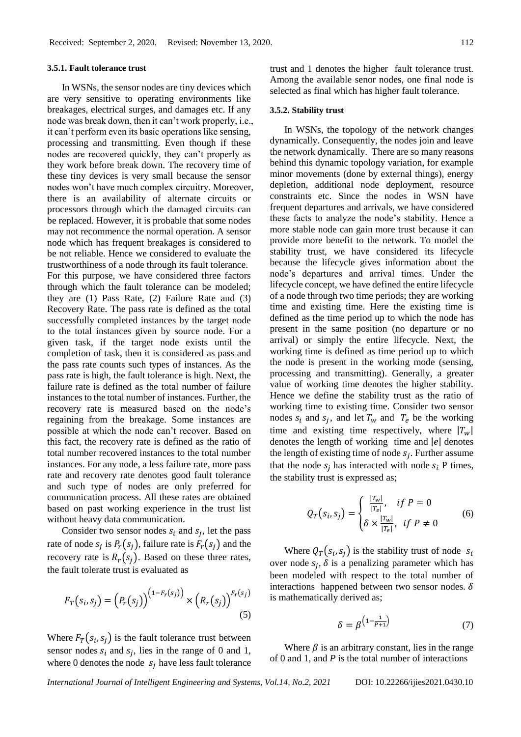#### 3.5.1. Fault tolerance trust

In WSNs, the sensor nodes are tiny devices which are very sensitive to operating environments like breakages, electrical surges, and damages etc. If any node was break down, then it can't work properly, i.e., it can't perform even its basic operations like sensing, processing and transmitting. Even though if these nodes are recovered quickly, they can't properly as they work before break down. The recovery time of these tiny devices is very small because the sensor nodes won't have much complex circuitry. Moreover, there is an availability of alternate circuits or processors through which the damaged circuits can be replaced. However, it is probable that some nodes may not recommence the normal operation. A sensor node which has frequent breakages is considered to be not reliable. Hence we considered to evaluate the trustworthiness of a node through its fault tolerance. For this purpose, we have considered three factors through which the fault tolerance can be modeled; they are (1) Pass Rate, (2) Failure Rate and (3) Recovery Rate. The pass rate is defined as the total successfully completed instances by the target node to the total instances given by source node. For a given task, if the target node exists until the completion of task, then it is considered as pass and the pass rate counts such types of instances. As the pass rate is high, the fault tolerance is high. Next, the failure rate is defined as the total number of failure instances to the total number of instances. Further, the recovery rate is measured based on the node's regaining from the breakage. Some instances are possible at which the node can't recover. Based on this fact, the recovery rate is defined as the ratio of total number recovered instances to the total number instances. For any node, a less failure rate, more pass rate and recovery rate denotes good fault tolerance and such type of nodes are only preferred for communication process. All these rates are obtained based on past working experience in the trust list without heavy data communication.

Consider two sensor nodes $s_i$ and $s_j$, let the pass rate of node $s_j$ is $P_r(s_j)$, failure rate is $F_r(s_j)$ and the recovery rate is $R_r(s_j)$. Based on these three rates, the fault tolerate trust is evaluated as

$$F_T(s_i, s_j) = \left(P_r(s_j)\right)^{\left(1-F_r(s_j)\right)} \times \left(R_r(s_j)\right)^{F_r(s_j)} \tag{5}$$

Where $F_T(s_i, s_j)$ is the fault tolerance trust between sensor nodes $s_i$ and $s_j$, lies in the range of 0 and 1, where 0 denotes the node $s_j$ have less fault tolerance trust and 1 denotes the higher fault tolerance trust. Among the available senor nodes, one final node is selected as final which has higher fault tolerance.

#### 3.5.2. Stability trust

In WSNs, the topology of the network changes dynamically. Consequently, the nodes join and leave the network dynamically. There are so many reasons behind this dynamic topology variation, for example minor movements (done by external things), energy depletion, additional node deployment, resource constraints etc. Since the nodes in WSN have frequent departures and arrivals, we have considered these facts to analyze the node's stability. Hence a more stable node can gain more trust because it can provide more benefit to the network. To model the stability trust, we have considered its lifecycle because the lifecycle gives information about the node's departures and arrival times. Under the lifecycle concept, we have defined the entire lifecycle of a node through two time periods; they are working time and existing time. Here the existing time is defined as the time period up to which the node has present in the same position (no departure or no arrival) or simply the entire lifecycle. Next, the working time is defined as time period up to which the node is present in the working mode (sensing, processing and transmitting). Generally, a greater value of working time denotes the higher stability. Hence we define the stability trust as the ratio of working time to existing time. Consider two sensor nodes $s_i$ and $s_j$, and let $T_w$ and $T_e$ be the working time and existing time respectively, where $|T_w|$ denotes the length of working time and $|e|$ denotes the length of existing time of node $s_j$. Further assume that the node $s_j$ has interacted with node $s_i$ P times, the stability trust is expressed as;

$$Q_T(s_i, s_j) = \begin{cases} \frac{|T_w|}{|T_e|}, & if\ P = 0 \\ \delta \times \frac{|T_w|}{|T_e|}, & if\ P \neq 0 \end{cases} \tag{6}$$

Where $Q_T(s_i, s_j)$ is the stability trust of node $s_i$ over node $s_j$, $\delta$ is a penalizing parameter which has been modeled with respect to the total number of interactions happened between two sensor nodes. $\delta$ is mathematically derived as;

$$\delta = \beta^{\left(1-\frac{1}{P+1}\right)} \tag{7}$$

Where $\beta$ is an arbitrary constant, lies in the range of 0 and 1, and *P* is the total number of interactions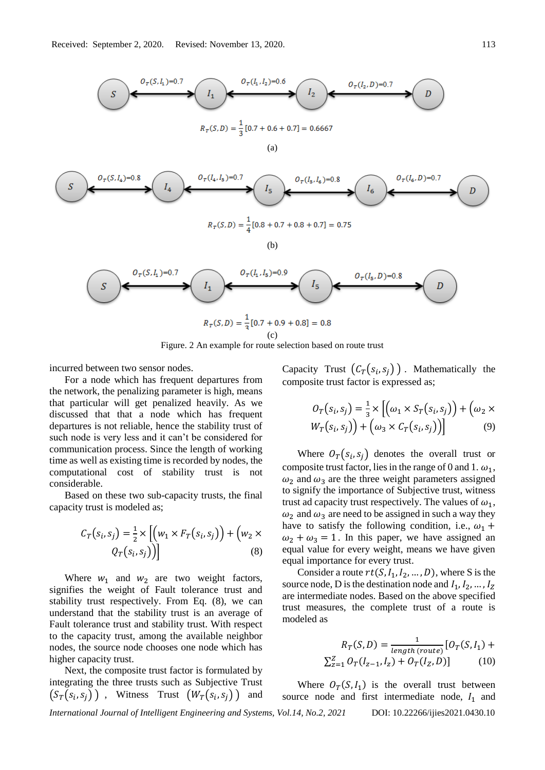$O_T(S,I_1)$=0.7 &nbsp; $O_T(I_1,I_2)$=0.6 &nbsp; $O_T(I_2,D)$=0.7

$$R_T(S,D) = \frac{1}{3}[0.7 + 0.6 + 0.7] = 0.6667$$

(a)

$O_T(S,I_4)$=0.8 &nbsp; $O_T(I_4,I_5)$=0.7 &nbsp; $O_T(I_5,I_6)$=0.8 &nbsp; $O_T(I_6,D)$=0.7

$$R_T(S,D) = \frac{1}{4}[0.8 + 0.7 + 0.8 + 0.7] = 0.75$$

(b)

$O_T(S,I_1)$=0.7 &nbsp; $O_T(I_1,I_5)$=0.9 &nbsp; $O_T(I_5,D)$=0.8

$$R_T(S,D) = \frac{1}{3}[0.7 + 0.9 + 0.8] = 0.8$$

(c)

Figure. 2 An example for route selection based on route trust

incurred between two sensor nodes.

For a node which has frequent departures from the network, the penalizing parameter is high, means that particular will get penalized heavily. As we discussed that that a node which has frequent departures is not reliable, hence the stability trust of such node is very less and it can't be considered for communication process. Since the length of working time as well as existing time is recorded by nodes, the computational cost of stability trust is not considerable.

Based on these two sub-capacity trusts, the final capacity trust is modeled as;

$$C_T(s_i,s_j) = \frac{1}{2} \times \left[\left(w_1 \times F_T(s_i,s_j)\right) + \left(w_2 \times Q_T(s_i,s_j)\right)\right] \tag{8}$$

Where $w_1$ and $w_2$ are two weight factors, signifies the weight of Fault tolerance trust and stability trust respectively. From Eq. (8), we can understand that the stability trust is an average of Fault tolerance trust and stability trust. With respect to the capacity trust, among the available neighbor nodes, the source node chooses one node which has higher capacity trust.

Next, the composite trust factor is formulated by integrating the three trusts such as Subjective Trust $\left(S_T(s_i,s_j)\right)$, Witness Trust $\left(W_T(s_i,s_j)\right)$ and Capacity Trust $\left(C_T(s_i,s_j)\right)$. Mathematically the composite trust factor is expressed as;

$$O_T(s_i,s_j) = \frac{1}{3} \times \left[\left(\omega_1 \times S_T(s_i,s_j)\right) + \left(\omega_2 \times W_T(s_i,s_j)\right) + \left(\omega_3 \times C_T(s_i,s_j)\right)\right] \tag{9}$$

Where $O_T(s_i,s_j)$ denotes the overall trust or composite trust factor, lies in the range of 0 and 1. $\omega_1$, $\omega_2$ and $\omega_3$ are the three weight parameters assigned to signify the importance of Subjective trust, witness trust ad capacity trust respectively. The values of $\omega_1$, $\omega_2$ and $\omega_3$ are need to be assigned in such a way they have to satisfy the following condition, i.e., $\omega_1 + \omega_2 + \omega_3 = 1$. In this paper, we have assigned an equal value for every weight, means we have given equal importance for every trust.

Consider a route $rt(S, I_1, I_2, \ldots, D)$, where S is the source node, D is the destination node and $I_1, I_2, \ldots, I_Z$ are intermediate nodes. Based on the above specified trust measures, the complete trust of a route is modeled as

$$R_T(S,D) = \frac{1}{length\ (route)}\left[O_T(S,I_1) + \sum_{z=1}^{Z} O_T(I_{z-1},I_z) + O_T(I_Z,D)\right] \tag{10}$$

Where $O_T(S,I_1)$ is the overall trust between source node and first intermediate node, $I_1$ and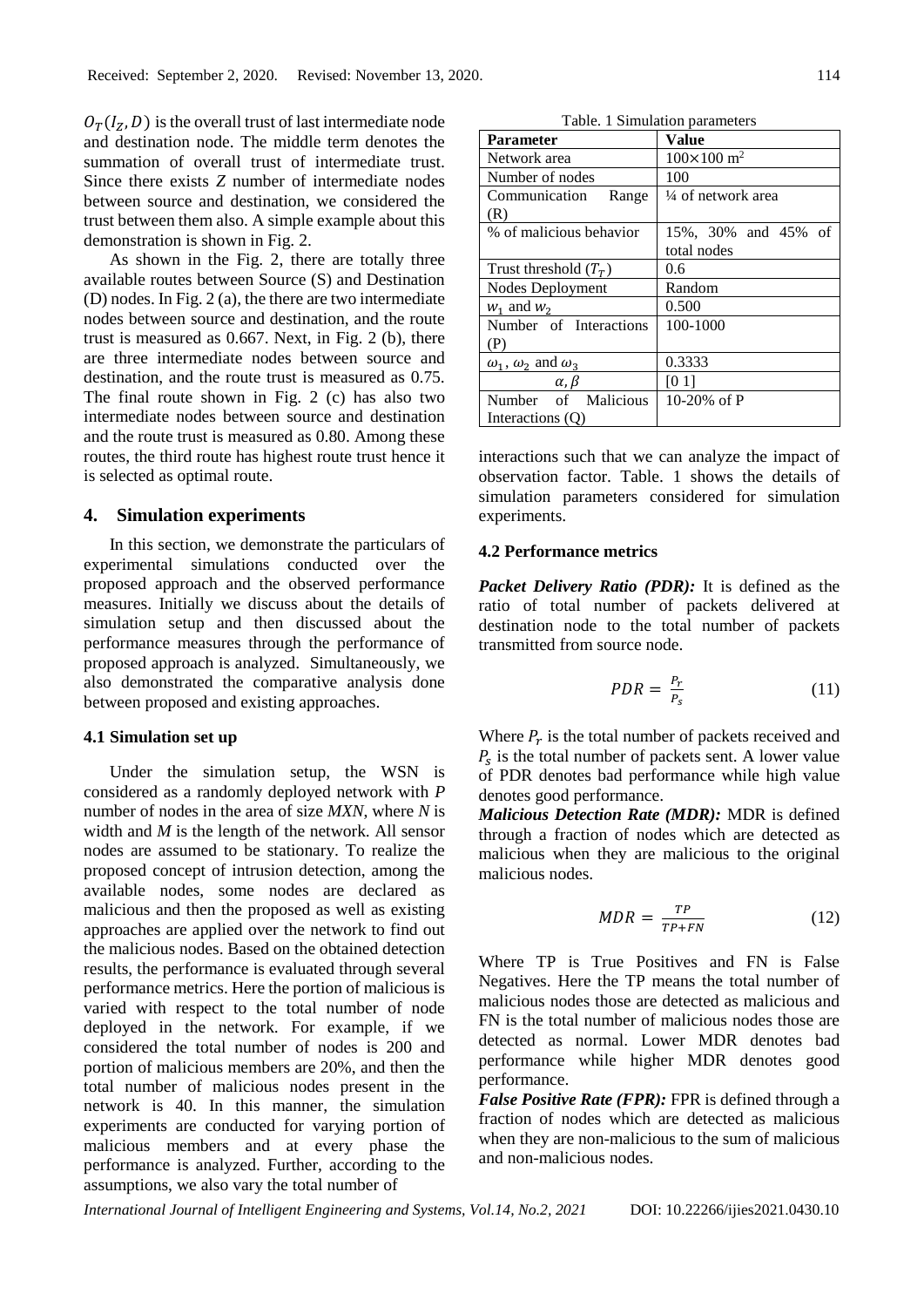$O_T(I_Z, D)$ is the overall trust of last intermediate node and destination node. The middle term denotes the summation of overall trust of intermediate trust. Since there exists $Z$ number of intermediate nodes between source and destination, we considered the trust between them also. A simple example about this demonstration is shown in Fig. 2.

As shown in the Fig. 2, there are totally three available routes between Source (S) and Destination (D) nodes. In Fig. 2 (a), the there are two intermediate nodes between source and destination, and the route trust is measured as 0.667. Next, in Fig. 2 (b), there are three intermediate nodes between source and destination, and the route trust is measured as 0.75. The final route shown in Fig. 2 (c) has also two intermediate nodes between source and destination and the route trust is measured as 0.80. Among these routes, the third route has highest route trust hence it is selected as optimal route.

## 4. Simulation experiments

In this section, we demonstrate the particulars of experimental simulations conducted over the proposed approach and the observed performance measures. Initially we discuss about the details of simulation setup and then discussed about the performance measures through the performance of proposed approach is analyzed. Simultaneously, we also demonstrated the comparative analysis done between proposed and existing approaches.

### 4.1 Simulation set up

Under the simulation setup, the WSN is considered as a randomly deployed network with *P* number of nodes in the area of size *MXN*, where *N* is width and *M* is the length of the network. All sensor nodes are assumed to be stationary. To realize the proposed concept of intrusion detection, among the available nodes, some nodes are declared as malicious and then the proposed as well as existing approaches are applied over the network to find out the malicious nodes. Based on the obtained detection results, the performance is evaluated through several performance metrics. Here the portion of malicious is varied with respect to the total number of node deployed in the network. For example, if we considered the total number of nodes is 200 and portion of malicious members are 20%, and then the total number of malicious nodes present in the network is 40. In this manner, the simulation experiments are conducted for varying portion of malicious members and at every phase the performance is analyzed. Further, according to the assumptions, we also vary the total number of interactions such that we can analyze the impact of observation factor. Table. 1 shows the details of simulation parameters considered for simulation experiments.

Table. 1 Simulation parameters

| Parameter | Value |
|---|---|
| Network area | $100 \times 100$ m$^2$ |
| Number of nodes | 100 |
| Communication Range (R) | ¼ of network area |
| % of malicious behavior | 15%, 30% and 45% of total nodes |
| Trust threshold ($T_T$) | 0.6 |
| Nodes Deployment | Random |
| $w_1$ and $w_2$ | 0.500 |
| Number of Interactions (P) | 100-1000 |
| $\omega_1$, $\omega_2$ and $\omega_3$ | 0.3333 |
| $\alpha, \beta$ | [0 1] |
| Number of Malicious Interactions (Q) | 10-20% of P |

### 4.2 Performance metrics

***Packet Delivery Ratio (PDR):*** It is defined as the ratio of total number of packets delivered at destination node to the total number of packets transmitted from source node.

$$PDR = \frac{P_r}{P_s} \tag{11}$$

Where $P_r$ is the total number of packets received and $P_s$ is the total number of packets sent. A lower value of PDR denotes bad performance while high value denotes good performance.

***Malicious Detection Rate (MDR):*** MDR is defined through a fraction of nodes which are detected as malicious when they are malicious to the original malicious nodes.

$$MDR = \frac{TP}{TP+FN} \tag{12}$$

Where TP is True Positives and FN is False Negatives. Here the TP means the total number of malicious nodes those are detected as malicious and FN is the total number of malicious nodes those are detected as normal. Lower MDR denotes bad performance while higher MDR denotes good performance.

***False Positive Rate (FPR):*** FPR is defined through a fraction of nodes which are detected as malicious when they are non-malicious to the sum of malicious and non-malicious nodes.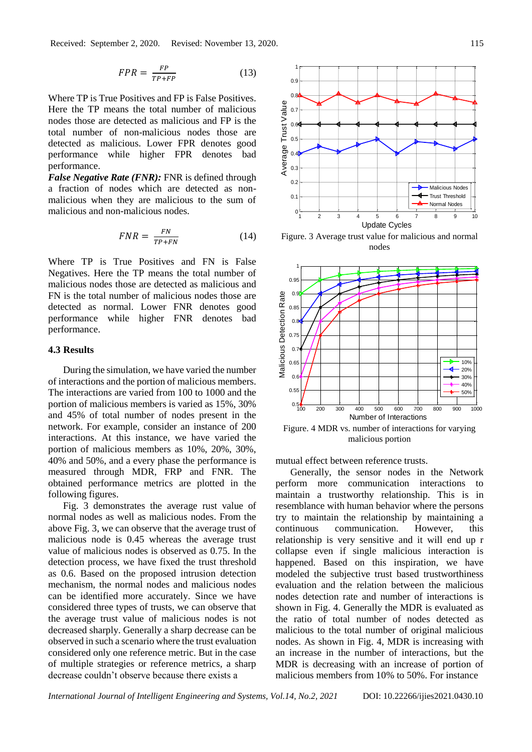Received: September 2, 2020. Revised: November 13, 2020.

$$FPR = \frac{FP}{TP+FP} \quad (13)$$

Where TP is True Positives and FP is False Positives. Here the TP means the total number of malicious nodes those are detected as malicious and FP is the total number of non-malicious nodes those are detected as malicious. Lower FPR denotes good performance while higher FPR denotes bad performance.

***False Negative Rate (FNR):*** FNR is defined through a fraction of nodes which are detected as non-malicious when they are malicious to the sum of malicious and non-malicious nodes.

$$FNR = \frac{FN}{TP+FN} \quad (14)$$

Where TP is True Positives and FN is False Negatives. Here the TP means the total number of malicious nodes those are detected as malicious and FN is the total number of malicious nodes those are detected as normal. Lower FNR denotes good performance while higher FNR denotes bad performance.

### 4.3 Results

During the simulation, we have varied the number of interactions and the portion of malicious members. The interactions are varied from 100 to 1000 and the portion of malicious members is varied as 15%, 30% and 45% of total number of nodes present in the network. For example, consider an instance of 200 interactions. At this instance, we have varied the portion of malicious members as 10%, 20%, 30%, 40% and 50%, and a every phase the performance is measured through MDR, FRP and FNR. The obtained performance metrics are plotted in the following figures.

Fig. 3 demonstrates the average rust value of normal nodes as well as malicious nodes. From the above Fig. 3, we can observe that the average trust of malicious node is 0.45 whereas the average trust value of malicious nodes is observed as 0.75. In the detection process, we have fixed the trust threshold as 0.6. Based on the proposed intrusion detection mechanism, the normal nodes and malicious nodes can be identified more accurately. Since we have considered three types of trusts, we can observe that the average trust value of malicious nodes is not decreased sharply. Generally a sharp decrease can be observed in such a scenario where the trust evaluation considered only one reference metric. But in the case of multiple strategies or reference metrics, a sharp decrease couldn't observe because there exists a mutual effect between reference trusts.

Figure. 3 Average trust value for malicious and normal nodes

Figure. 4 MDR vs. number of interactions for varying malicious portion

Generally, the sensor nodes in the Network perform more communication interactions to maintain a trustworthy relationship. This is in resemblance with human behavior where the persons try to maintain the relationship by maintaining a continuous communication. However, this relationship is very sensitive and it will end up r collapse even if single malicious interaction is happened. Based on this inspiration, we have modeled the subjective trust based trustworthiness evaluation and the relation between the malicious nodes detection rate and number of interactions is shown in Fig. 4. Generally the MDR is evaluated as the ratio of total number of nodes detected as malicious to the total number of original malicious nodes. As shown in Fig. 4, MDR is increasing with an increase in the number of interactions, but the MDR is decreasing with an increase of portion of malicious members from 10% to 50%. For instance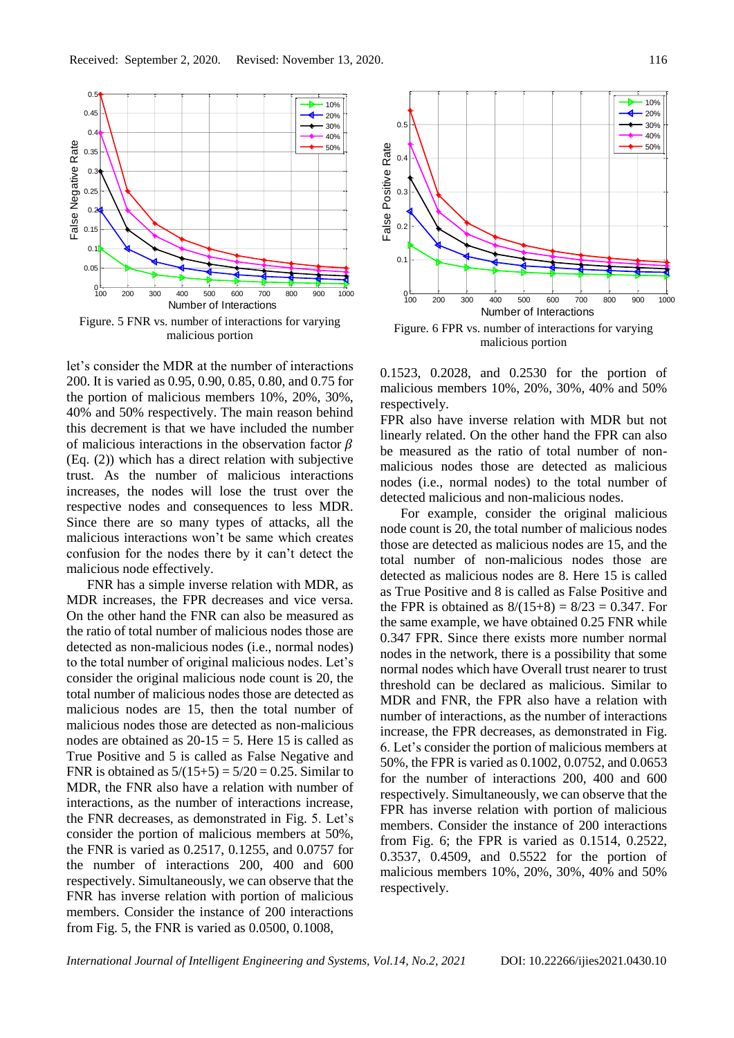0.5
0.45
0.4
0.35
0.3
0.25
0.2
0.15
0.1
0.05
0
100 200 300 400 500 600 700 800 900 1000
False Negative Rate
Number of Interactions
10%
20%
30%
40%
50%

Figure. 5 FNR vs. number of interactions for varying malicious portion

0.5
0.4
0.3
0.2
0.1
0
100 200 300 400 500 600 700 800 900 1000
False Positive Rate
Number of Interactions
10%
20%
30%
40%
50%

Figure. 6 FPR vs. number of interactions for varying malicious portion

let's consider the MDR at the number of interactions 200. It is varied as 0.95, 0.90, 0.85, 0.80, and 0.75 for the portion of malicious members 10%, 20%, 30%, 40% and 50% respectively. The main reason behind this decrement is that we have included the number of malicious interactions in the observation factor $\beta$ (Eq. (2)) which has a direct relation with subjective trust. As the number of malicious interactions increases, the nodes will lose the trust over the respective nodes and consequences to less MDR. Since there are so many types of attacks, all the malicious interactions won't be same which creates confusion for the nodes there by it can't detect the malicious node effectively.

FNR has a simple inverse relation with MDR, as MDR increases, the FPR decreases and vice versa. On the other hand the FNR can also be measured as the ratio of total number of malicious nodes those are detected as non-malicious nodes (i.e., normal nodes) to the total number of original malicious nodes. Let's consider the original malicious node count is 20, the total number of malicious nodes those are detected as malicious nodes are 15, then the total number of malicious nodes those are detected as non-malicious nodes are obtained as 20-15 = 5. Here 15 is called as True Positive and 5 is called as False Negative and FNR is obtained as 5/(15+5) = 5/20 = 0.25. Similar to MDR, the FNR also have a relation with number of interactions, as the number of interactions increase, the FNR decreases, as demonstrated in Fig. 5. Let's consider the portion of malicious members at 50%, the FNR is varied as 0.2517, 0.1255, and 0.0757 for the number of interactions 200, 400 and 600 respectively. Simultaneously, we can observe that the FNR has inverse relation with portion of malicious members. Consider the instance of 200 interactions from Fig. 5, the FNR is varied as 0.0500, 0.1008, 0.1523, 0.2028, and 0.2530 for the portion of malicious members 10%, 20%, 30%, 40% and 50% respectively.

FPR also have inverse relation with MDR but not linearly related. On the other hand the FPR can also be measured as the ratio of total number of non-malicious nodes those are detected as malicious nodes (i.e., normal nodes) to the total number of detected malicious and non-malicious nodes.

For example, consider the original malicious node count is 20, the total number of malicious nodes those are detected as malicious nodes are 15, and the total number of non-malicious nodes those are detected as malicious nodes are 8. Here 15 is called as True Positive and 8 is called as False Positive and the FPR is obtained as 8/(15+8) = 8/23 = 0.347. For the same example, we have obtained 0.25 FNR while 0.347 FPR. Since there exists more number normal nodes in the network, there is a possibility that some normal nodes which have Overall trust nearer to trust threshold can be declared as malicious. Similar to MDR and FNR, the FPR also have a relation with number of interactions, as the number of interactions increase, the FPR decreases, as demonstrated in Fig. 6. Let's consider the portion of malicious members at 50%, the FPR is varied as 0.1002, 0.0752, and 0.0653 for the number of interactions 200, 400 and 600 respectively. Simultaneously, we can observe that the FPR has inverse relation with portion of malicious members. Consider the instance of 200 interactions from Fig. 6; the FPR is varied as 0.1514, 0.2522, 0.3537, 0.4509, and 0.5522 for the portion of malicious members 10%, 20%, 30%, 40% and 50% respectively.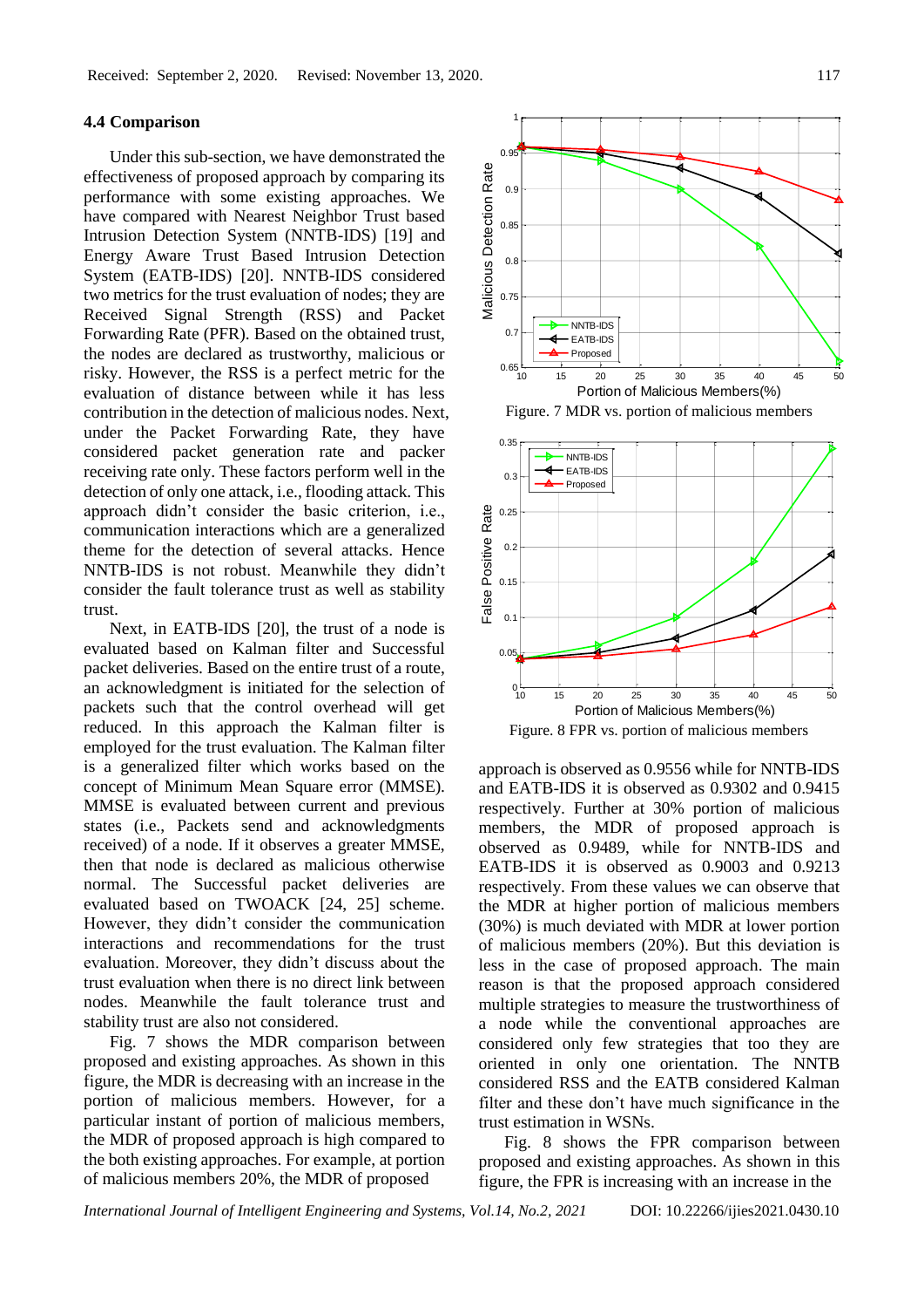### 4.4 Comparison

Under this sub-section, we have demonstrated the effectiveness of proposed approach by comparing its performance with some existing approaches. We have compared with Nearest Neighbor Trust based Intrusion Detection System (NNTB-IDS) [19] and Energy Aware Trust Based Intrusion Detection System (EATB-IDS) [20]. NNTB-IDS considered two metrics for the trust evaluation of nodes; they are Received Signal Strength (RSS) and Packet Forwarding Rate (PFR). Based on the obtained trust, the nodes are declared as trustworthy, malicious or risky. However, the RSS is a perfect metric for the evaluation of distance between while it has less contribution in the detection of malicious nodes. Next, under the Packet Forwarding Rate, they have considered packet generation rate and packer receiving rate only. These factors perform well in the detection of only one attack, i.e., flooding attack. This approach didn't consider the basic criterion, i.e., communication interactions which are a generalized theme for the detection of several attacks. Hence NNTB-IDS is not robust. Meanwhile they didn't consider the fault tolerance trust as well as stability trust.

Next, in EATB-IDS [20], the trust of a node is evaluated based on Kalman filter and Successful packet deliveries. Based on the entire trust of a route, an acknowledgment is initiated for the selection of packets such that the control overhead will get reduced. In this approach the Kalman filter is employed for the trust evaluation. The Kalman filter is a generalized filter which works based on the concept of Minimum Mean Square error (MMSE). MMSE is evaluated between current and previous states (i.e., Packets send and acknowledgments received) of a node. If it observes a greater MMSE, then that node is declared as malicious otherwise normal. The Successful packet deliveries are evaluated based on TWOACK [24, 25] scheme. However, they didn't consider the communication interactions and recommendations for the trust evaluation. Moreover, they didn't discuss about the trust evaluation when there is no direct link between nodes. Meanwhile the fault tolerance trust and stability trust are also not considered.

Fig. 7 shows the MDR comparison between proposed and existing approaches. As shown in this figure, the MDR is decreasing with an increase in the portion of malicious members. However, for a particular instant of portion of malicious members, the MDR of proposed approach is high compared to the both existing approaches. For example, at portion of malicious members 20%, the MDR of proposed

Malicious Detection Rate
Portion of Malicious Members(%)
NNTB-IDS
EATB-IDS
Proposed
1
0.95
0.9
0.85
0.8
0.75
0.7
0.65
10 15 20 25 30 35 40 45 50

Figure. 7 MDR vs. portion of malicious members

False Positive Rate
Portion of Malicious Members(%)
NNTB-IDS
EATB-IDS
Proposed
0.35
0.3
0.25
0.2
0.15
0.1
0.05
0
10 15 20 25 30 35 40 45 50

Figure. 8 FPR vs. portion of malicious members

approach is observed as 0.9556 while for NNTB-IDS and EATB-IDS it is observed as 0.9302 and 0.9415 respectively. Further at 30% portion of malicious members, the MDR of proposed approach is observed as 0.9489, while for NNTB-IDS and EATB-IDS it is observed as 0.9003 and 0.9213 respectively. From these values we can observe that the MDR at higher portion of malicious members (30%) is much deviated with MDR at lower portion of malicious members (20%). But this deviation is less in the case of proposed approach. The main reason is that the proposed approach considered multiple strategies to measure the trustworthiness of a node while the conventional approaches are considered only few strategies that too they are oriented in only one orientation. The NNTB considered RSS and the EATB considered Kalman filter and these don't have much significance in the trust estimation in WSNs.

Fig. 8 shows the FPR comparison between proposed and existing approaches. As shown in this figure, the FPR is increasing with an increase in the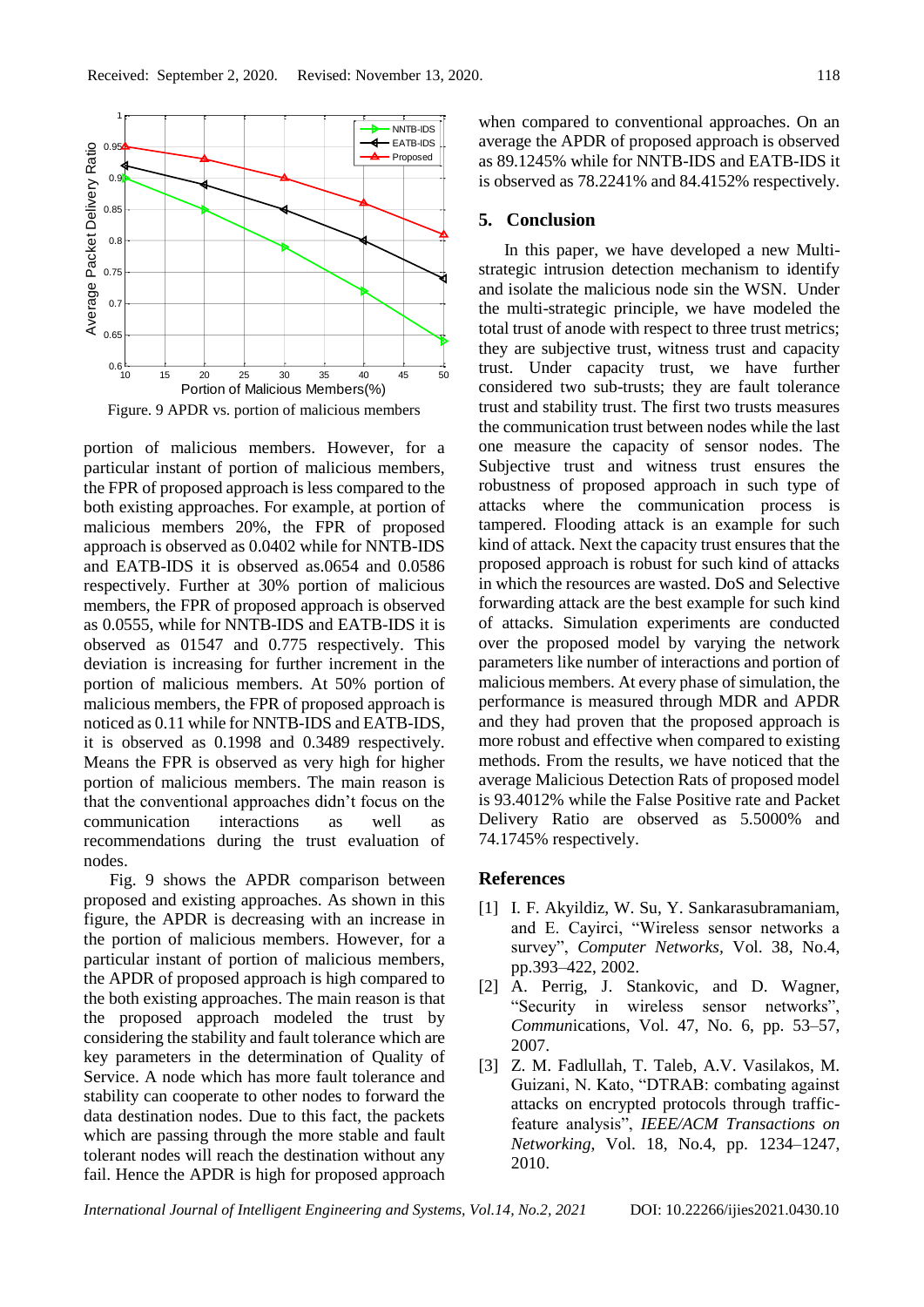1
0.95
0.9
0.85
0.8
0.75
0.7
0.65
0.6
Average Packet Delivery Ratio
10 15 20 25 30 35 40 45 50
Portion of Malicious Members(%)
NNTB-IDS
EATB-IDS
Proposed

Figure. 9 APDR vs. portion of malicious members

portion of malicious members. However, for a particular instant of portion of malicious members, the FPR of proposed approach is less compared to the both existing approaches. For example, at portion of malicious members 20%, the FPR of proposed approach is observed as 0.0402 while for NNTB-IDS and EATB-IDS it is observed as.0654 and 0.0586 respectively. Further at 30% portion of malicious members, the FPR of proposed approach is observed as 0.0555, while for NNTB-IDS and EATB-IDS it is observed as 01547 and 0.775 respectively. This deviation is increasing for further increment in the portion of malicious members. At 50% portion of malicious members, the FPR of proposed approach is noticed as 0.11 while for NNTB-IDS and EATB-IDS, it is observed as 0.1998 and 0.3489 respectively. Means the FPR is observed as very high for higher portion of malicious members. The main reason is that the conventional approaches didn't focus on the communication interactions as well as recommendations during the trust evaluation of nodes.

Fig. 9 shows the APDR comparison between proposed and existing approaches. As shown in this figure, the APDR is decreasing with an increase in the portion of malicious members. However, for a particular instant of portion of malicious members, the APDR of proposed approach is high compared to the both existing approaches. The main reason is that the proposed approach modeled the trust by considering the stability and fault tolerance which are key parameters in the determination of Quality of Service. A node which has more fault tolerance and stability can cooperate to other nodes to forward the data destination nodes. Due to this fact, the packets which are passing through the more stable and fault tolerant nodes will reach the destination without any fail. Hence the APDR is high for proposed approach when compared to conventional approaches. On an average the APDR of proposed approach is observed as 89.1245% while for NNTB-IDS and EATB-IDS it is observed as 78.2241% and 84.4152% respectively.

## 5. Conclusion

In this paper, we have developed a new Multi-strategic intrusion detection mechanism to identify and isolate the malicious node sin the WSN. Under the multi-strategic principle, we have modeled the total trust of anode with respect to three trust metrics; they are subjective trust, witness trust and capacity trust. Under capacity trust, we have further considered two sub-trusts; they are fault tolerance trust and stability trust. The first two trusts measures the communication trust between nodes while the last one measure the capacity of sensor nodes. The Subjective trust and witness trust ensures the robustness of proposed approach in such type of attacks where the communication process is tampered. Flooding attack is an example for such kind of attack. Next the capacity trust ensures that the proposed approach is robust for such kind of attacks in which the resources are wasted. DoS and Selective forwarding attack are the best example for such kind of attacks. Simulation experiments are conducted over the proposed model by varying the network parameters like number of interactions and portion of malicious members. At every phase of simulation, the performance is measured through MDR and APDR and they had proven that the proposed approach is more robust and effective when compared to existing methods. From the results, we have noticed that the average Malicious Detection Rats of proposed model is 93.4012% while the False Positive rate and Packet Delivery Ratio are observed as 5.5000% and 74.1745% respectively.

## References

[1] I. F. Akyildiz, W. Su, Y. Sankarasubramaniam, and E. Cayirci, "Wireless sensor networks a survey", *Computer Networks*, Vol. 38, No.4, pp.393–422, 2002.

[2] A. Perrig, J. Stankovic, and D. Wagner, "Security in wireless sensor networks", *Communications*, Vol. 47, No. 6, pp. 53–57, 2007.

[3] Z. M. Fadlullah, T. Taleb, A.V. Vasilakos, M. Guizani, N. Kato, "DTRAB: combating against attacks on encrypted protocols through traffic-feature analysis", *IEEE/ACM Transactions on Networking*, Vol. 18, No.4, pp. 1234–1247, 2010.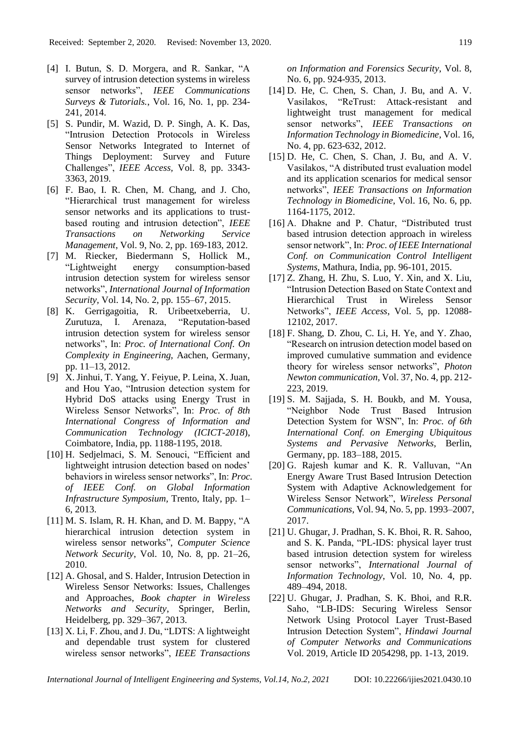[4] I. Butun, S. D. Morgera, and R. Sankar, "A survey of intrusion detection systems in wireless sensor networks", *IEEE Communications Surveys & Tutorials.*, Vol. 16, No. 1, pp. 234-241, 2014.

[5] S. Pundir, M. Wazid, D. P. Singh, A. K. Das, "Intrusion Detection Protocols in Wireless Sensor Networks Integrated to Internet of Things Deployment: Survey and Future Challenges", *IEEE Access*, Vol. 8, pp. 3343-3363, 2019.

[6] F. Bao, I. R. Chen, M. Chang, and J. Cho, "Hierarchical trust management for wireless sensor networks and its applications to trust-based routing and intrusion detection", *IEEE Transactions on Networking Service Management*, Vol. 9, No. 2, pp. 169-183, 2012.

[7] M. Riecker, Biedermann S, Hollick M., "Lightweight energy consumption-based intrusion detection system for wireless sensor networks", *International Journal of Information Security*, Vol. 14, No. 2, pp. 155–67, 2015.

[8] K. Gerrigagoitia, R. Uribeetxeberria, U. Zurutuza, I. Arenaza, "Reputation-based intrusion detection system for wireless sensor networks", In: *Proc. of International Conf. On Complexity in Engineering,* Aachen, Germany, pp. 11–13, 2012.

[9] X. Jinhui, T. Yang, Y. Feiyue, P. Leina, X. Juan, and Hou Yao, "Intrusion detection system for Hybrid DoS attacks using Energy Trust in Wireless Sensor Networks", In: *Proc. of 8th International Congress of Information and Communication Technology (ICICT-2018*), Coimbatore, India, pp. 1188-1195, 2018.

[10] H. Sedjelmaci, S. M. Senouci, "Efficient and lightweight intrusion detection based on nodes' behaviors in wireless sensor networks", In: *Proc. of IEEE Conf. on Global Information Infrastructure Symposium*, Trento, Italy, pp. 1–6, 2013.

[11] M. S. Islam, R. H. Khan, and D. M. Bappy, "A hierarchical intrusion detection system in wireless sensor networks", *Computer Science Network Security*, Vol. 10, No. 8, pp. 21–26, 2010.

[12] A. Ghosal, and S. Halder, Intrusion Detection in Wireless Sensor Networks: Issues, Challenges and Approaches, *Book chapter in Wireless Networks and Security*, Springer, Berlin, Heidelberg, pp. 329–367, 2013.

[13] X. Li, F. Zhou, and J. Du, "LDTS: A lightweight and dependable trust system for clustered wireless sensor networks", *IEEE Transactions on Information and Forensics Security*, Vol. 8, No. 6, pp. 924-935, 2013.

[14] D. He, C. Chen, S. Chan, J. Bu, and A. V. Vasilakos, "ReTrust: Attack-resistant and lightweight trust management for medical sensor networks", *IEEE Transactions on Information Technology in Biomedicine*, Vol. 16, No. 4, pp. 623-632, 2012.

[15] D. He, C. Chen, S. Chan, J. Bu, and A. V. Vasilakos, "A distributed trust evaluation model and its application scenarios for medical sensor networks", *IEEE Transactions on Information Technology in Biomedicine*, Vol. 16, No. 6, pp. 1164-1175, 2012.

[16] A. Dhakne and P. Chatur, "Distributed trust based intrusion detection approach in wireless sensor network", In: *Proc. of IEEE International Conf. on Communication Control Intelligent Systems*, Mathura, India, pp. 96-101, 2015.

[17] Z. Zhang, H. Zhu, S. Luo, Y. Xin, and X. Liu, "Intrusion Detection Based on State Context and Hierarchical Trust in Wireless Sensor Networks", *IEEE Access*, Vol. 5, pp. 12088-12102, 2017.

[18] F. Shang, D. Zhou, C. Li, H. Ye, and Y. Zhao, "Research on intrusion detection model based on improved cumulative summation and evidence theory for wireless sensor networks", *Photon Newton communication,* Vol. 37, No. 4, pp. 212-223, 2019.

[19] S. M. Sajjada, S. H. Boukb, and M. Yousa, "Neighbor Node Trust Based Intrusion Detection System for WSN", In: *Proc. of 6th International Conf. on Emerging Ubiquitous Systems and Pervasive Networks,* Berlin, Germany, pp. 183–188, 2015.

[20] G. Rajesh kumar and K. R. Valluvan, "An Energy Aware Trust Based Intrusion Detection System with Adaptive Acknowledgement for Wireless Sensor Network", *Wireless Personal Communications*, Vol. 94, No. 5, pp. 1993–2007, 2017.

[21] U. Ghugar, J. Pradhan, S. K. Bhoi, R. R. Sahoo, and S. K. Panda, "PL-IDS: physical layer trust based intrusion detection system for wireless sensor networks", *International Journal of Information Technology*, Vol. 10, No. 4, pp. 489–494, 2018.

[22] U. Ghugar, J. Pradhan, S. K. Bhoi, and R.R. Saho, "LB-IDS: Securing Wireless Sensor Network Using Protocol Layer Trust-Based Intrusion Detection System", *Hindawi Journal of Computer Networks and Communications* Vol. 2019, Article ID 2054298, pp. 1-13, 2019.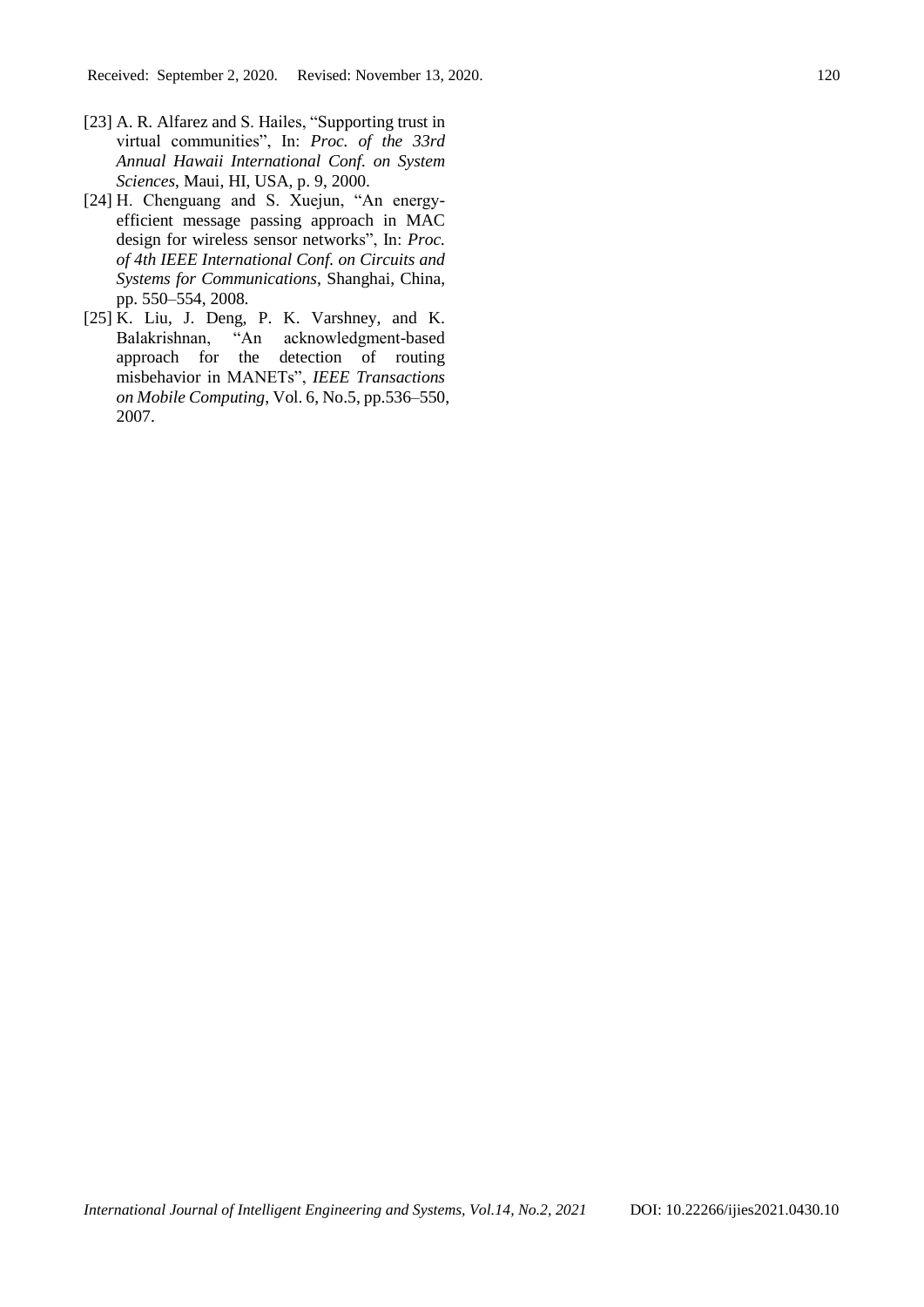[23] A. R. Alfarez and S. Hailes, “Supporting trust in virtual communities”, In: *Proc. of the 33rd Annual Hawaii International Conf. on System Sciences*, Maui, HI, USA, p. 9, 2000.

[24] H. Chenguang and S. Xuejun, “An energy-efficient message passing approach in MAC design for wireless sensor networks”, In: *Proc. of 4th IEEE International Conf. on Circuits and Systems for Communications*, Shanghai, China, pp. 550–554, 2008.

[25] K. Liu, J. Deng, P. K. Varshney, and K. Balakrishnan, “An acknowledgment-based approach for the detection of routing misbehavior in MANETs”, *IEEE Transactions on Mobile Computing*, Vol. 6, No.5, pp.536–550, 2007.